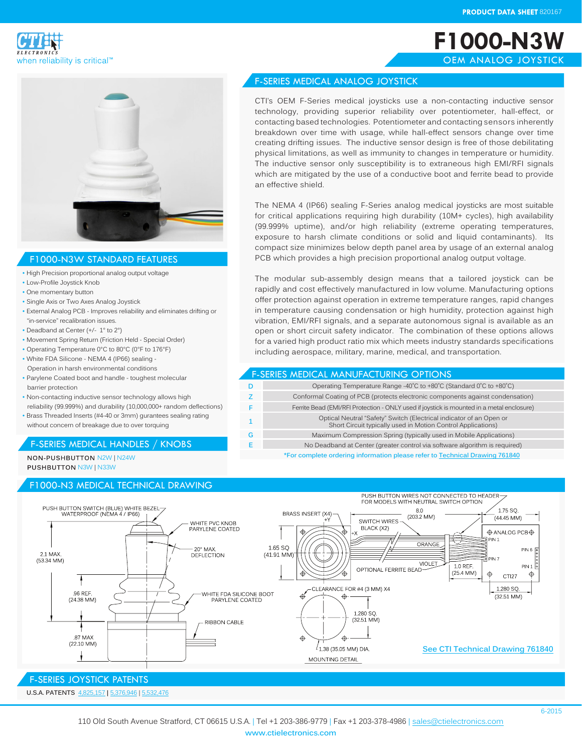PRODUCT DATA SHEET 820167

CTI ELECTRONICS
when reliability is critical™

# F1000-N3W

## OEM ANALOG JOYSTICK

## F1000-N3W STANDARD FEATURES

- High Precision proportional analog output voltage
- Low-Profile Joystick Knob
- One momentary button
- Single Axis or Two Axes Analog Joystick
- External Analog PCB - Improves reliability and eliminates drifting or "in-service" recalibration issues.
- Deadband at Center (+/- 1° to 2°)
- Movement Spring Return (Friction Held - Special Order)
- Operating Temperature 0°C to 80°C (0°F to 176°F)
- White FDA Silicone - NEMA 4 (IP66) sealing - Operation in harsh environmental conditions
- Parylene Coated boot and handle - toughest molecular barrier protection
- Non-contacting inductive sensor technology allows high reliability (99.999%) and durability (10,000,000+ random deflections)
- Brass Threaded Inserts (#4-40 or 3mm) gurantees sealing rating without concern of breakage due to over torquing

## F-SERIES MEDICAL HANDLES / KNOBS

**NON-PUSHBUTTON** N2W | N24W
**PUSHBUTTON** N3W | N33W

## F-SERIES MEDICAL ANALOG JOYSTICK

CTI's OEM F-Series medical joysticks use a non-contacting inductive sensor technology, providing superior reliability over potentiometer, hall-effect, or contacting based technologies. Potentiometer and contacting sensors inherently breakdown over time with usage, while hall-effect sensors change over time creating drifting issues. The inductive sensor design is free of those debilitating physical limitations, as well as immunity to changes in temperature or humidity. The inductive sensor only susceptibility is to extraneous high EMI/RFI signals which are mitigated by the use of a conductive boot and ferrite bead to provide an effective shield.

The NEMA 4 (IP66) sealing F-Series analog medical joysticks are most suitable for critical applications requiring high durability (10M+ cycles), high availability (99.999% uptime), and/or high reliability (extreme operating temperatures, exposure to harsh climate conditions or solid and liquid contaminants). Its compact size minimizes below depth panel area by usage of an external analog PCB which provides a high precision proportional analog output voltage.

The modular sub-assembly design means that a tailored joystick can be rapidly and cost effectively manufactured in low volume. Manufacturing options offer protection against operation in extreme temperature ranges, rapid changes in temperature causing condensation or high humidity, protection against high vibration, EMI/RFI signals, and a separate autonomous signal is available as an open or short circuit safety indicator. The combination of these options allows for a varied high product ratio mix which meets industry standards specifications including aerospace, military, marine, medical, and transportation.

## F-SERIES MEDICAL MANUFACTURING OPTIONS

| Option | Description |
|---|---|
| D | Operating Temperature Range -40˚C to +80˚C (Standard 0˚C to +80˚C) |
| Z | Conformal Coating of PCB (protects electronic components against condensation) |
| F | Ferrite Bead (EMI/RFI Protection - ONLY used if joystick is mounted in a metal enclosure) |
| 1 | Optical Neutral "Safety" Switch (Electrical indicator of an Open or Short Circuit typically used in Motion Control Applications) |
| G | Maximum Compression Spring (typically used in Mobile Applications) |
| E | No Deadband at Center (greater control via software algorithm is required) |

*For complete ordering information please refer to Technical Drawing 761840

## F1000-N3 MEDICAL TECHNICAL DRAWING

PUSH BUTTON SWITCH (BLUE) WHITE BEZEL WATERPROOF (NEMA 4 / IP66); WHITE PVC KNOB PARYLENE COATED; 20° MAX. DEFLECTION; 2.1 MAX. (53.34 MM); .96 REF. (24.38 MM); WHITE FDA SILICONE BOOT PARYLENE COATED; RIBBON CABLE; .87 MAX (22.10 MM)

BRASS INSERT (X4); 1.65 SQ (41.91 MM); SWITCH WIRES BLACK (X2); 8.0 (203.2 MM); PUSH BUTTON WIRES NOT CONNECTED TO HEADER FOR MODELS WITH NEUTRAL SWITCH OPTION; 1.75 SQ. (44.45 MM); ANALOG PCB; PIN 1; PIN 6; PIN 7; PIN 1; ORANGE; VIOLET; OPTIONAL FERRITE BEAD; 1.0 REF. (25.4 MM); CTI27; 1.280 SQ. (32.51 MM)

CLEARANCE FOR #4 (3 MM) X4; 1.280 SQ. (32.51 MM); 1.38 (35.05 MM) DIA.; MOUNTING DETAIL

See CTI Technical Drawing 761840

## F-SERIES JOYSTICK PATENTS

**U.S.A. PATENTS** 4,825,157 | 5,376,946 | 5,532,476

6-2015

110 Old South Avenue Stratford, CT 06615 U.S.A. | Tel +1 203-386-9779 | Fax +1 203-378-4986 | sales@ctielectronics.com
www.ctielectronics.com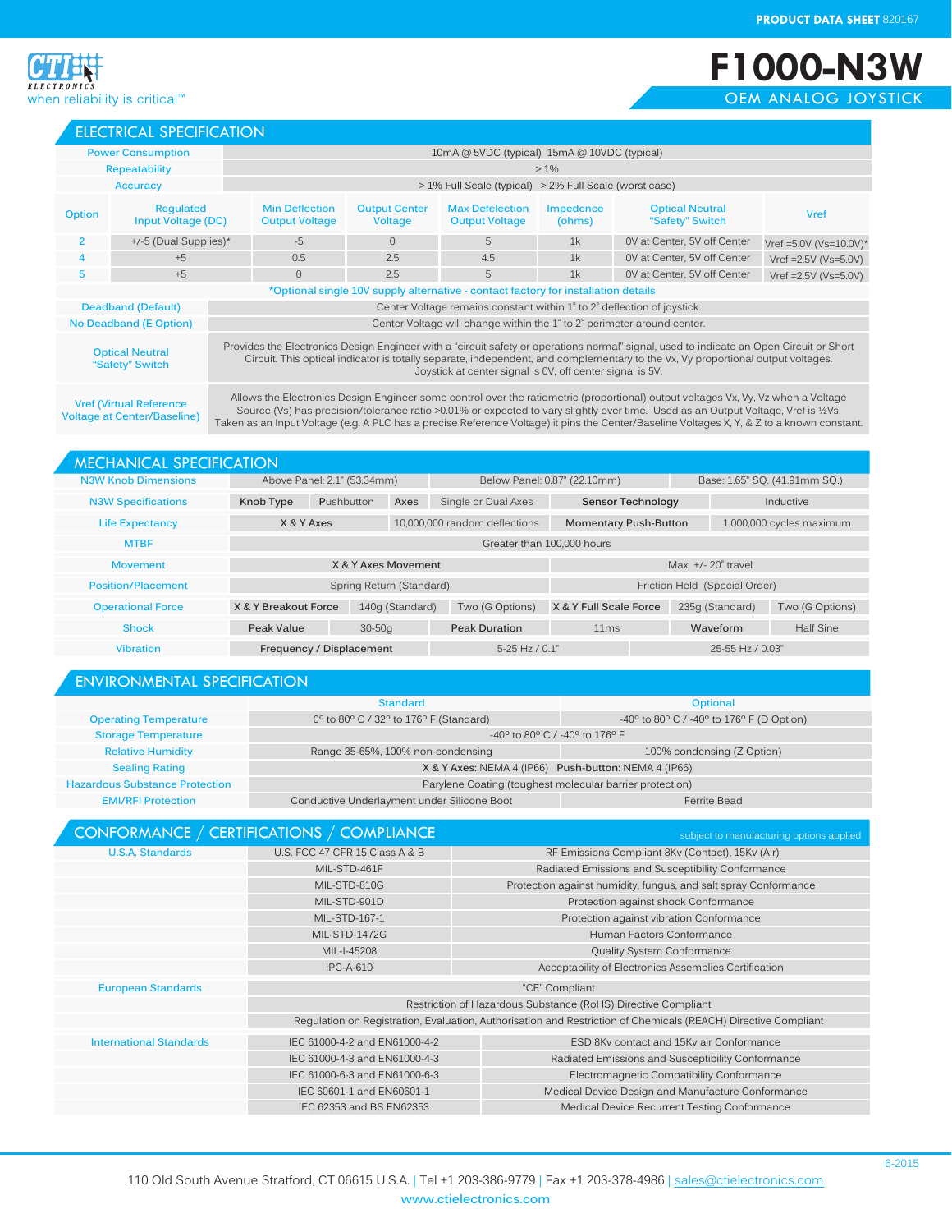PRODUCT DATA SHEET 820167

CTI ELECTRONICS
when reliability is critical™

# F1000-N3W

## OEM ANALOG JOYSTICK

## ELECTRICAL SPECIFICATION

| | |
|---|---|
| Power Consumption | 10mA @ 5VDC (typical) 15mA @ 10VDC (typical) |
| Repeatability | > 1% |
| Accuracy | > 1% Full Scale (typical) > 2% Full Scale (worst case) |

| Option | Regulated Input Voltage (DC) | Min Deflection Output Voltage | Output Center Voltage | Max Defelection Output Voltage | Impedence (ohms) | Optical Neutral "Safety" Switch | Vref |
|---|---|---|---|---|---|---|---|
| 2 | +/-5 (Dual Supplies)* | -5 | 0 | 5 | 1k | 0V at Center, 5V off Center | Vref =5.0V (Vs=10.0V)* |
| 4 | +5 | 0.5 | 2.5 | 4.5 | 1k | 0V at Center, 5V off Center | Vref =2.5V (Vs=5.0V) |
| 5 | +5 | 0 | 2.5 | 5 | 1k | 0V at Center, 5V off Center | Vref =2.5V (Vs=5.0V) |

*Optional single 10V supply alternative - contact factory for installation details

| | |
|---|---|
| Deadband (Default) | Center Voltage remains constant within 1° to 2° deflection of joystick. |
| No Deadband (E Option) | Center Voltage will change within the 1° to 2° perimeter around center. |
| Optical Neutral "Safety" Switch | Provides the Electronics Design Engineer with a "circuit safety or operations normal" signal, used to indicate an Open Circuit or Short Circuit. This optical indicator is totally separate, independent, and complementary to the Vx, Vy proportional output voltages. Joystick at center signal is 0V, off center signal is 5V. |
| Vref (Virtual Reference Voltage at Center/Baseline) | Allows the Electronics Design Engineer some control over the ratiometric (proportional) output voltages Vx, Vy, Vz when a Voltage Source (Vs) has precision/tolerance ratio >0.01% or expected to vary slightly over time. Used as an Output Voltage, Vref is ½Vs. Taken as an Input Voltage (e.g. A PLC has a precise Reference Voltage) it pins the Center/Baseline Voltages X, Y, & Z to a known constant. |

## MECHANICAL SPECIFICATION

| | | | | | | |
|---|---|---|---|---|---|---|
| N3W Knob Dimensions | Above Panel: 2.1" (53.34mm) | | Below Panel: 0.87" (22.10mm) | | Base: 1.65" SQ. (41.91mm SQ.) | |
| N3W Specifications | Knob Type | Pushbutton | Axes | Single or Dual Axes | Sensor Technology | Inductive |
| Life Expectancy | X & Y Axes | | 10,000,000 random deflections | | Momentary Push-Button | 1,000,000 cycles maximum |
| MTBF | Greater than 100,000 hours | | | | | |
| Movement | X & Y Axes Movement | | | Max +/- 20° travel | | |
| Position/Placement | Spring Return (Standard) | | | Friction Held (Special Order) | | |
| Operational Force | X & Y Breakout Force | 140g (Standard) | Two (G Options) | X & Y Full Scale Force | 235g (Standard) | Two (G Options) |
| Shock | Peak Value | 30-50g | Peak Duration | 11ms | Waveform | Half Sine |
| Vibration | Frequency / Displacement | | 5-25 Hz / 0.1" | | 25-55 Hz / 0.03" | |

## ENVIRONMENTAL SPECIFICATION

| | Standard | Optional |
|---|---|---|
| Operating Temperature | 0º to 80º C / 32º to 176º F (Standard) | -40º to 80º C / -40º to 176º F (D Option) |
| Storage Temperature | -40º to 80º C / -40º to 176º F | |
| Relative Humidity | Range 35-65%, 100% non-condensing | 100% condensing (Z Option) |
| Sealing Rating | **X & Y Axes:** NEMA 4 (IP66) **Push-button:** NEMA 4 (IP66) | |
| Hazardous Substance Protection | Parylene Coating (toughest molecular barrier protection) | |
| EMI/RFI Protection | Conductive Underlayment under Silicone Boot | Ferrite Bead |

## CONFORMANCE / CERTIFICATIONS / COMPLIANCE

subject to manufacturing options applied

| | | |
|---|---|---|
| U.S.A. Standards | U.S. FCC 47 CFR 15 Class A & B | RF Emissions Compliant 8Kv (Contact), 15Kv (Air) |
| | MIL-STD-461F | Radiated Emissions and Susceptibility Conformance |
| | MIL-STD-810G | Protection against humidity, fungus, and salt spray Conformance |
| | MIL-STD-901D | Protection against shock Conformance |
| | MIL-STD-167-1 | Protection against vibration Conformance |
| | MIL-STD-1472G | Human Factors Conformance |
| | MIL-I-45208 | Quality System Conformance |
| | IPC-A-610 | Acceptability of Electronics Assemblies Certification |
| European Standards | "CE" Compliant | |
| | Restriction of Hazardous Substance (RoHS) Directive Compliant | |
| | Regulation on Registration, Evaluation, Authorisation and Restriction of Chemicals (REACH) Directive Compliant | |
| International Standards | IEC 61000-4-2 and EN61000-4-2 | ESD 8Kv contact and 15Kv air Conformance |
| | IEC 61000-4-3 and EN61000-4-3 | Radiated Emissions and Susceptibility Conformance |
| | IEC 61000-6-3 and EN61000-6-3 | Electromagnetic Compatibility Conformance |
| | IEC 60601-1 and EN60601-1 | Medical Device Design and Manufacture Conformance |
| | IEC 62353 and BS EN62353 | Medical Device Recurrent Testing Conformance |

6-2015

110 Old South Avenue Stratford, CT 06615 U.S.A. | Tel +1 203-386-9779 | Fax +1 203-378-4986 | sales@ctielectronics.com
www.ctielectronics.com